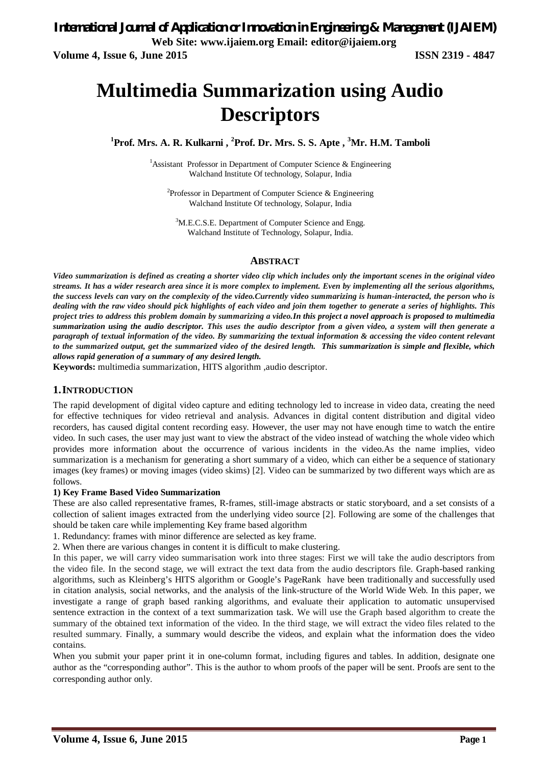# Multimedia Summarization using Audio Descriptors

**[1]Prof. Mrs. A. R. Kulkarni , [2]Prof. Dr. Mrs. S. S. Apte , [3]Mr. H.M. Tamboli**

[1]Assistant Professor in Department of Computer Science & Engineering
Walchand Institute Of technology, Solapur, India

[2]Professor in Department of Computer Science & Engineering
Walchand Institute Of technology, Solapur, India

[3]M.E.C.S.E. Department of Computer Science and Engg.
Walchand Institute of Technology, Solapur, India.

## ABSTRACT

***Video summarization is defined as creating a shorter video clip which includes only the important scenes in the original video streams. It has a wider research area since it is more complex to implement. Even by implementing all the serious algorithms, the success levels can vary on the complexity of the video.Currently video summarizing is human-interacted, the person who is dealing with the raw video should pick highlights of each video and join them together to generate a series of highlights. This project tries to address this problem domain by summarizing a video.In this project a novel approach is proposed to multimedia summarization using the audio descriptor. This uses the audio descriptor from a given video, a system will then generate a paragraph of textual information of the video. By summarizing the textual information & accessing the video content relevant to the summarized output, get the summarized video of the desired length. This summarization is simple and flexible, which allows rapid generation of a summary of any desired length.***

**Keywords:** multimedia summarization, HITS algorithm ,audio descriptor.

## 1. INTRODUCTION

The rapid development of digital video capture and editing technology led to increase in video data, creating the need for effective techniques for video retrieval and analysis. Advances in digital content distribution and digital video recorders, has caused digital content recording easy. However, the user may not have enough time to watch the entire video. In such cases, the user may just want to view the abstract of the video instead of watching the whole video which provides more information about the occurrence of various incidents in the video.As the name implies, video summarization is a mechanism for generating a short summary of a video, which can either be a sequence of stationary images (key frames) or moving images (video skims) [2]. Video can be summarized by two different ways which are as follows.

**1) Key Frame Based Video Summarization**

These are also called representative frames, R-frames, still-image abstracts or static storyboard, and a set consists of a collection of salient images extracted from the underlying video source [2]. Following are some of the challenges that should be taken care while implementing Key frame based algorithm

1. Redundancy: frames with minor difference are selected as key frame.
2. When there are various changes in content it is difficult to make clustering.

In this paper, we will carry video summarisation work into three stages: First we will take the audio descriptors from the video file. In the second stage, we will extract the text data from the audio descriptors file. Graph-based ranking algorithms, such as Kleinberg's HITS algorithm or Google's PageRank have been traditionally and successfully used in citation analysis, social networks, and the analysis of the link-structure of the World Wide Web. In this paper, we investigate a range of graph based ranking algorithms, and evaluate their application to automatic unsupervised sentence extraction in the context of a text summarization task. We will use the Graph based algorithm to create the summary of the obtained text information of the video. In the third stage, we will extract the video files related to the resulted summary. Finally, a summary would describe the videos, and explain what the information does the video contains.

When you submit your paper print it in one-column format, including figures and tables. In addition, designate one author as the "corresponding author". This is the author to whom proofs of the paper will be sent. Proofs are sent to the corresponding author only.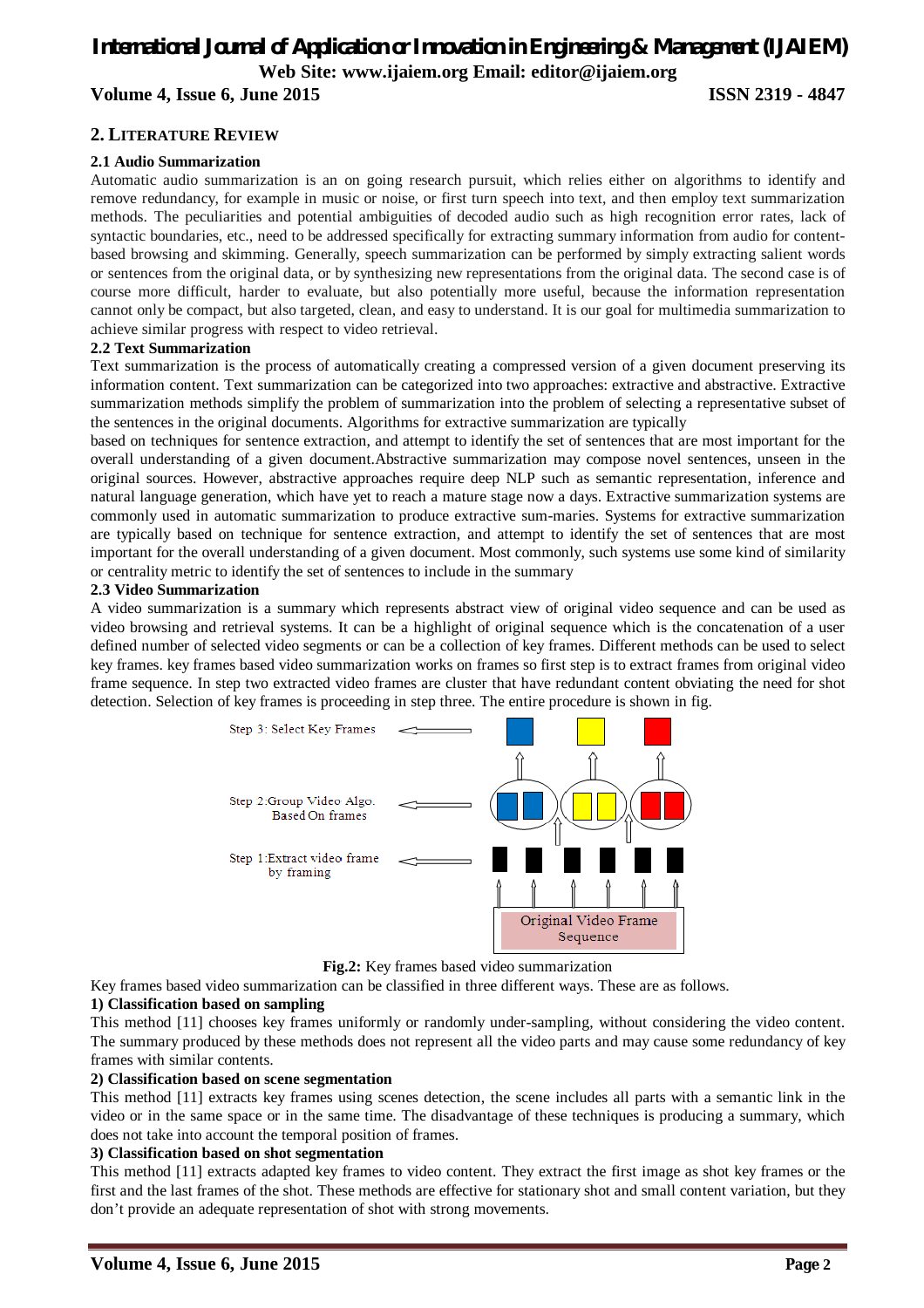## 2. LITERATURE REVIEW

### 2.1 Audio Summarization

Automatic audio summarization is an on going research pursuit, which relies either on algorithms to identify and remove redundancy, for example in music or noise, or first turn speech into text, and then employ text summarization methods. The peculiarities and potential ambiguities of decoded audio such as high recognition error rates, lack of syntactic boundaries, etc., need to be addressed specifically for extracting summary information from audio for content-based browsing and skimming. Generally, speech summarization can be performed by simply extracting salient words or sentences from the original data, or by synthesizing new representations from the original data. The second case is of course more difficult, harder to evaluate, but also potentially more useful, because the information representation cannot only be compact, but also targeted, clean, and easy to understand. It is our goal for multimedia summarization to achieve similar progress with respect to video retrieval.

### 2.2 Text Summarization

Text summarization is the process of automatically creating a compressed version of a given document preserving its information content. Text summarization can be categorized into two approaches: extractive and abstractive. Extractive summarization methods simplify the problem of summarization into the problem of selecting a representative subset of the sentences in the original documents. Algorithms for extractive summarization are typically based on techniques for sentence extraction, and attempt to identify the set of sentences that are most important for the overall understanding of a given document.Abstractive summarization may compose novel sentences, unseen in the original sources. However, abstractive approaches require deep NLP such as semantic representation, inference and natural language generation, which have yet to reach a mature stage now a days. Extractive summarization systems are commonly used in automatic summarization to produce extractive sum-maries. Systems for extractive summarization are typically based on technique for sentence extraction, and attempt to identify the set of sentences that are most important for the overall understanding of a given document. Most commonly, such systems use some kind of similarity or centrality metric to identify the set of sentences to include in the summary

### 2.3 Video Summarization

A video summarization is a summary which represents abstract view of original video sequence and can be used as video browsing and retrieval systems. It can be a highlight of original sequence which is the concatenation of a user defined number of selected video segments or can be a collection of key frames. Different methods can be used to select key frames. key frames based video summarization works on frames so first step is to extract frames from original video frame sequence. In step two extracted video frames are cluster that have redundant content obviating the need for shot detection. Selection of key frames is proceeding in step three. The entire procedure is shown in fig.

Step 3: Select Key Frames

Step 2:Group Video Algo. Based On frames

Step 1:Extract video frame by framing

Original Video Frame Sequence

**Fig.2:** Key frames based video summarization

Key frames based video summarization can be classified in three different ways. These are as follows.

**1) Classification based on sampling**

This method [11] chooses key frames uniformly or randomly under-sampling, without considering the video content. The summary produced by these methods does not represent all the video parts and may cause some redundancy of key frames with similar contents.

**2) Classification based on scene segmentation**

This method [11] extracts key frames using scenes detection, the scene includes all parts with a semantic link in the video or in the same space or in the same time. The disadvantage of these techniques is producing a summary, which does not take into account the temporal position of frames.

**3) Classification based on shot segmentation**

This method [11] extracts adapted key frames to video content. They extract the first image as shot key frames or the first and the last frames of the shot. These methods are effective for stationary shot and small content variation, but they don't provide an adequate representation of shot with strong movements.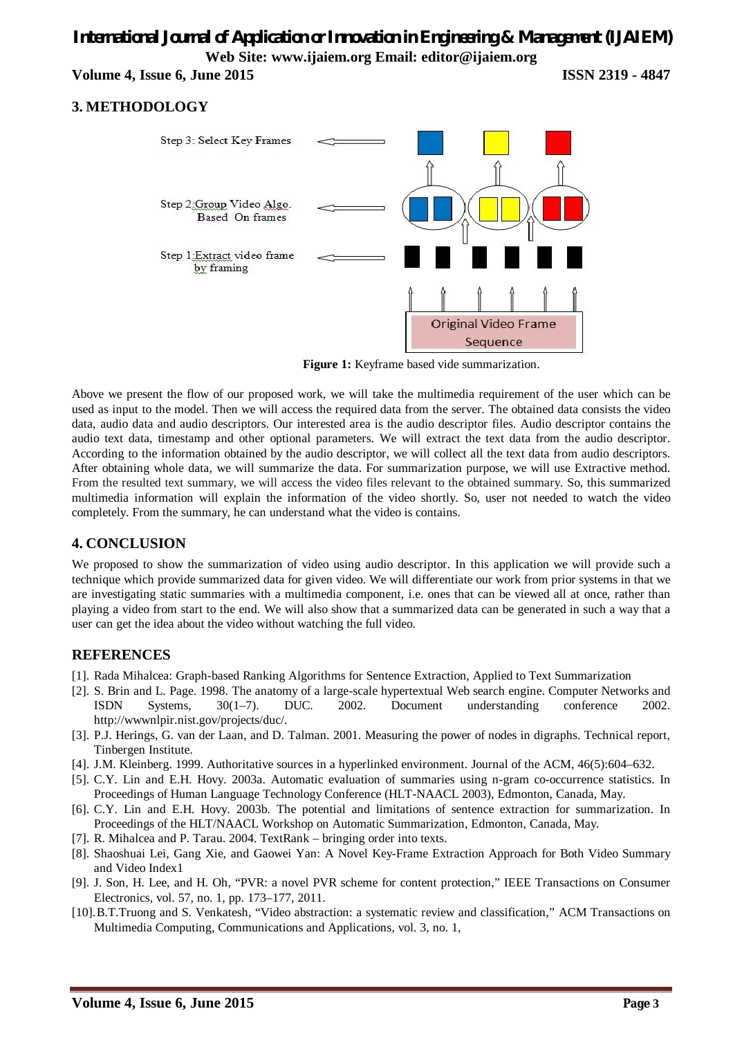## 3. METHODOLOGY

Step 3: Select Key Frames

Step 2:Group Video Algo. Based On frames

Step 1:Extract video frame by framing

Original Video Frame Sequence

**Figure 1:** Keyframe based vide summarization.

Above we present the flow of our proposed work, we will take the multimedia requirement of the user which can be used as input to the model. Then we will access the required data from the server. The obtained data consists the video data, audio data and audio descriptors. Our interested area is the audio descriptor files. Audio descriptor contains the audio text data, timestamp and other optional parameters. We will extract the text data from the audio descriptor. According to the information obtained by the audio descriptor, we will collect all the text data from audio descriptors. After obtaining whole data, we will summarize the data. For summarization purpose, we will use Extractive method. From the resulted text summary, we will access the video files relevant to the obtained summary. So, this summarized multimedia information will explain the information of the video shortly. So, user not needed to watch the video completely. From the summary, he can understand what the video is contains.

## 4. CONCLUSION

We proposed to show the summarization of video using audio descriptor. In this application we will provide such a technique which provide summarized data for given video. We will differentiate our work from prior systems in that we are investigating static summaries with a multimedia component, i.e. ones that can be viewed all at once, rather than playing a video from start to the end. We will also show that a summarized data can be generated in such a way that a user can get the idea about the video without watching the full video.

## REFERENCES

[1]. Rada Mihalcea: Graph-based Ranking Algorithms for Sentence Extraction, Applied to Text Summarization

[2]. S. Brin and L. Page. 1998. The anatomy of a large-scale hypertextual Web search engine. Computer Networks and ISDN Systems, 30(1–7). DUC. 2002. Document understanding conference 2002. http://wwwnlpir.nist.gov/projects/duc/.

[3]. P.J. Herings, G. van der Laan, and D. Talman. 2001. Measuring the power of nodes in digraphs. Technical report, Tinbergen Institute.

[4]. J.M. Kleinberg. 1999. Authoritative sources in a hyperlinked environment. Journal of the ACM, 46(5):604–632.

[5]. C.Y. Lin and E.H. Hovy. 2003a. Automatic evaluation of summaries using n-gram co-occurrence statistics. In Proceedings of Human Language Technology Conference (HLT-NAACL 2003), Edmonton, Canada, May.

[6]. C.Y. Lin and E.H. Hovy. 2003b. The potential and limitations of sentence extraction for summarization. In Proceedings of the HLT/NAACL Workshop on Automatic Summarization, Edmonton, Canada, May.

[7]. R. Mihalcea and P. Tarau. 2004. TextRank – bringing order into texts.

[8]. Shaoshuai Lei, Gang Xie, and Gaowei Yan: A Novel Key-Frame Extraction Approach for Both Video Summary and Video Index1

[9]. J. Son, H. Lee, and H. Oh, "PVR: a novel PVR scheme for content protection," IEEE Transactions on Consumer Electronics, vol. 57, no. 1, pp. 173–177, 2011.

[10]. B.T.Truong and S. Venkatesh, "Video abstraction: a systematic review and classification," ACM Transactions on Multimedia Computing, Communications and Applications, vol. 3, no. 1,